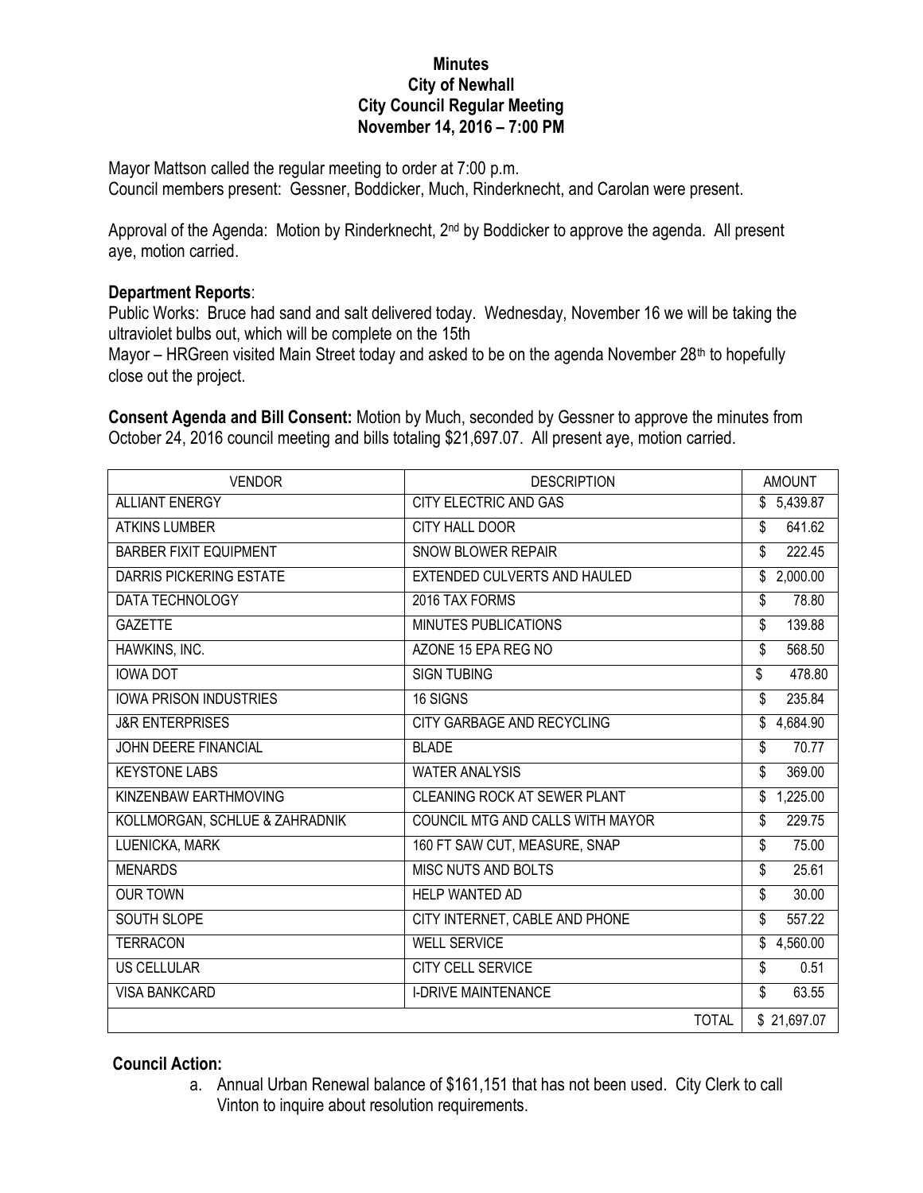**Minutes**
**City of Newhall**
**City Council Regular Meeting**
**November 14, 2016 – 7:00 PM**

Mayor Mattson called the regular meeting to order at 7:00 p.m.
Council members present: Gessner, Boddicker, Much, Rinderknecht, and Carolan were present.

Approval of the Agenda: Motion by Rinderknecht, 2nd by Boddicker to approve the agenda. All present aye, motion carried.

**Department Reports**:
Public Works: Bruce had sand and salt delivered today. Wednesday, November 16 we will be taking the ultraviolet bulbs out, which will be complete on the 15th
Mayor – HRGreen visited Main Street today and asked to be on the agenda November 28th to hopefully close out the project.

**Consent Agenda and Bill Consent:** Motion by Much, seconded by Gessner to approve the minutes from October 24, 2016 council meeting and bills totaling $21,697.07. All present aye, motion carried.

| VENDOR | DESCRIPTION | AMOUNT |
|---|---|---|
| ALLIANT ENERGY | CITY ELECTRIC AND GAS | $ 5,439.87 |
| ATKINS LUMBER | CITY HALL DOOR | $ 641.62 |
| BARBER FIXIT EQUIPMENT | SNOW BLOWER REPAIR | $ 222.45 |
| DARRIS PICKERING ESTATE | EXTENDED CULVERTS AND HAULED | $ 2,000.00 |
| DATA TECHNOLOGY | 2016 TAX FORMS | $ 78.80 |
| GAZETTE | MINUTES PUBLICATIONS | $ 139.88 |
| HAWKINS, INC. | AZONE 15 EPA REG NO | $ 568.50 |
| IOWA DOT | SIGN TUBING | $ 478.80 |
| IOWA PRISON INDUSTRIES | 16 SIGNS | $ 235.84 |
| J&R ENTERPRISES | CITY GARBAGE AND RECYCLING | $ 4,684.90 |
| JOHN DEERE FINANCIAL | BLADE | $ 70.77 |
| KEYSTONE LABS | WATER ANALYSIS | $ 369.00 |
| KINZENBAW EARTHMOVING | CLEANING ROCK AT SEWER PLANT | $ 1,225.00 |
| KOLLMORGAN, SCHLUE & ZAHRADNIK | COUNCIL MTG AND CALLS WITH MAYOR | $ 229.75 |
| LUENICKA, MARK | 160 FT SAW CUT, MEASURE, SNAP | $ 75.00 |
| MENARDS | MISC NUTS AND BOLTS | $ 25.61 |
| OUR TOWN | HELP WANTED AD | $ 30.00 |
| SOUTH SLOPE | CITY INTERNET, CABLE AND PHONE | $ 557.22 |
| TERRACON | WELL SERVICE | $ 4,560.00 |
| US CELLULAR | CITY CELL SERVICE | $ 0.51 |
| VISA BANKCARD | I-DRIVE MAINTENANCE | $ 63.55 |
| | TOTAL | $ 21,697.07 |

**Council Action:**

a. Annual Urban Renewal balance of $161,151 that has not been used. City Clerk to call Vinton to inquire about resolution requirements.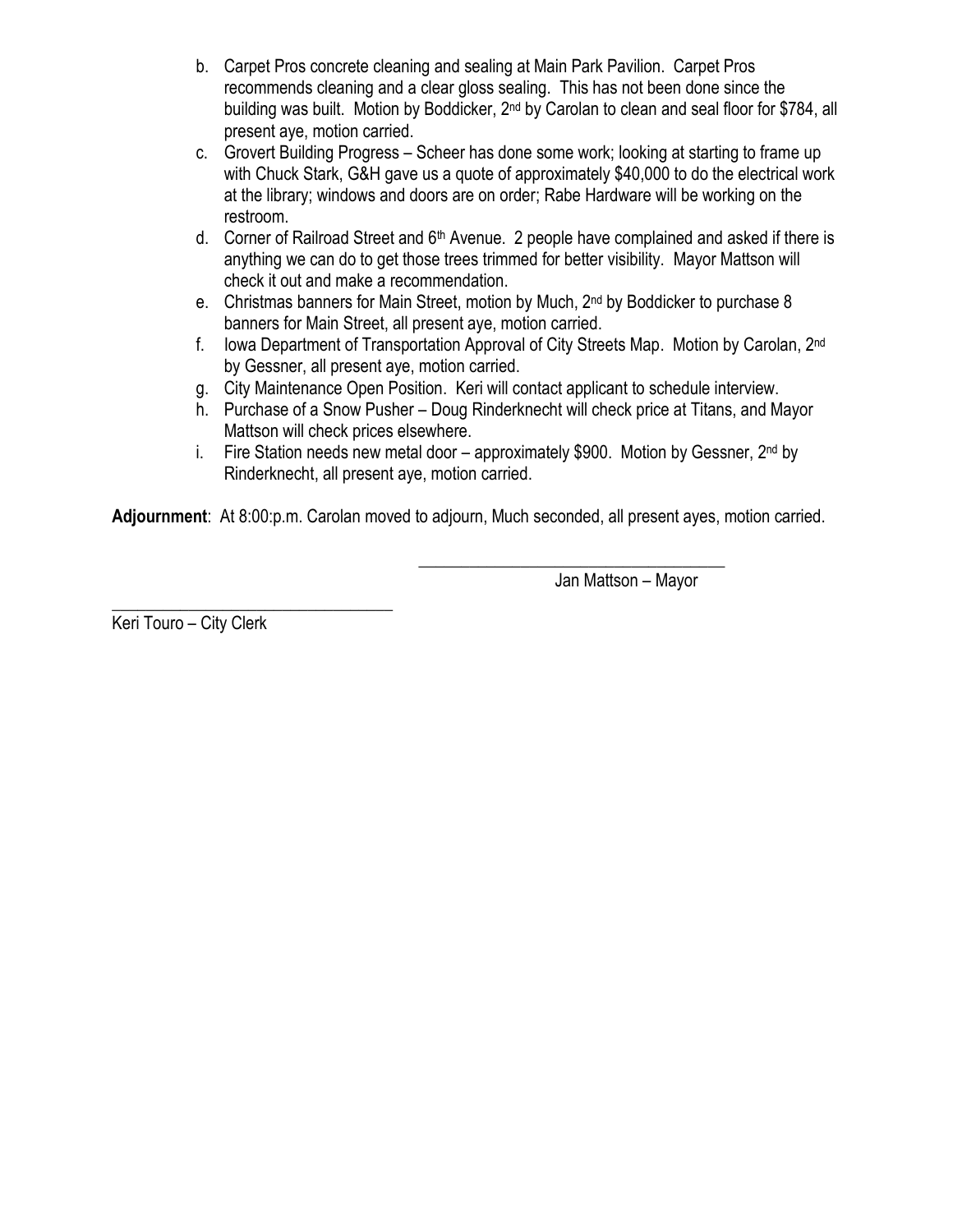b. Carpet Pros concrete cleaning and sealing at Main Park Pavilion. Carpet Pros recommends cleaning and a clear gloss sealing. This has not been done since the building was built. Motion by Boddicker, 2nd by Carolan to clean and seal floor for $784, all present aye, motion carried.
c. Grovert Building Progress – Scheer has done some work; looking at starting to frame up with Chuck Stark, G&H gave us a quote of approximately $40,000 to do the electrical work at the library; windows and doors are on order; Rabe Hardware will be working on the restroom.
d. Corner of Railroad Street and 6th Avenue. 2 people have complained and asked if there is anything we can do to get those trees trimmed for better visibility. Mayor Mattson will check it out and make a recommendation.
e. Christmas banners for Main Street, motion by Much, 2nd by Boddicker to purchase 8 banners for Main Street, all present aye, motion carried.
f. Iowa Department of Transportation Approval of City Streets Map. Motion by Carolan, 2nd by Gessner, all present aye, motion carried.
g. City Maintenance Open Position. Keri will contact applicant to schedule interview.
h. Purchase of a Snow Pusher – Doug Rinderknecht will check price at Titans, and Mayor Mattson will check prices elsewhere.
i. Fire Station needs new metal door – approximately $900. Motion by Gessner, 2nd by Rinderknecht, all present aye, motion carried.

**Adjournment**: At 8:00:p.m. Carolan moved to adjourn, Much seconded, all present ayes, motion carried.

\_\_\_\_\_\_\_\_\_\_\_\_\_\_\_\_\_\_\_\_\_\_\_\_\_\_\_\_\_\_\_\_\_\_\_\_

Jan Mattson – Mayor

\_\_\_\_\_\_\_\_\_\_\_\_\_\_\_\_\_\_\_\_\_\_\_\_\_\_\_\_\_\_\_\_\_\_\_\_

Keri Touro – City Clerk